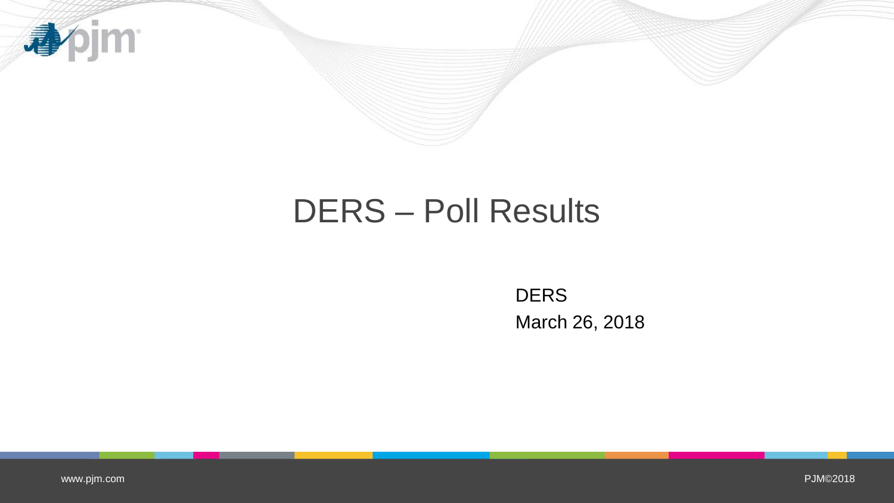# DERS – Poll Results

DERS

March 26, 2018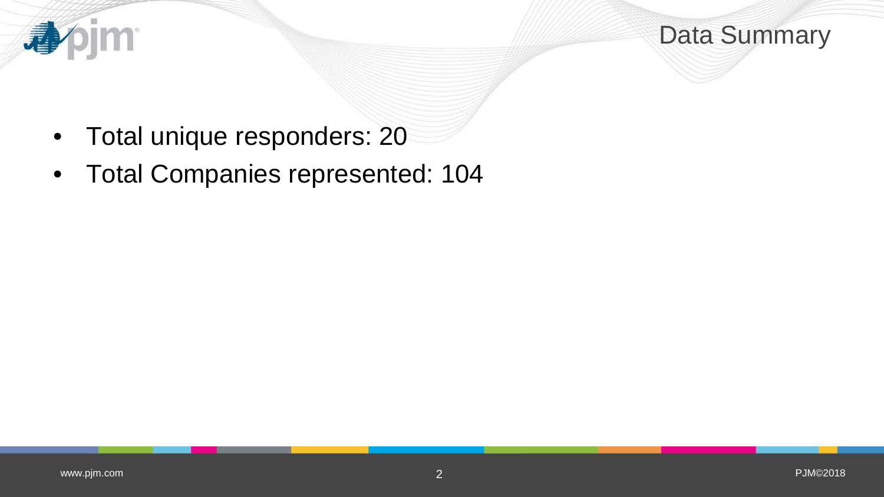# Data Summary

- Total unique responders: 20
- Total Companies represented: 104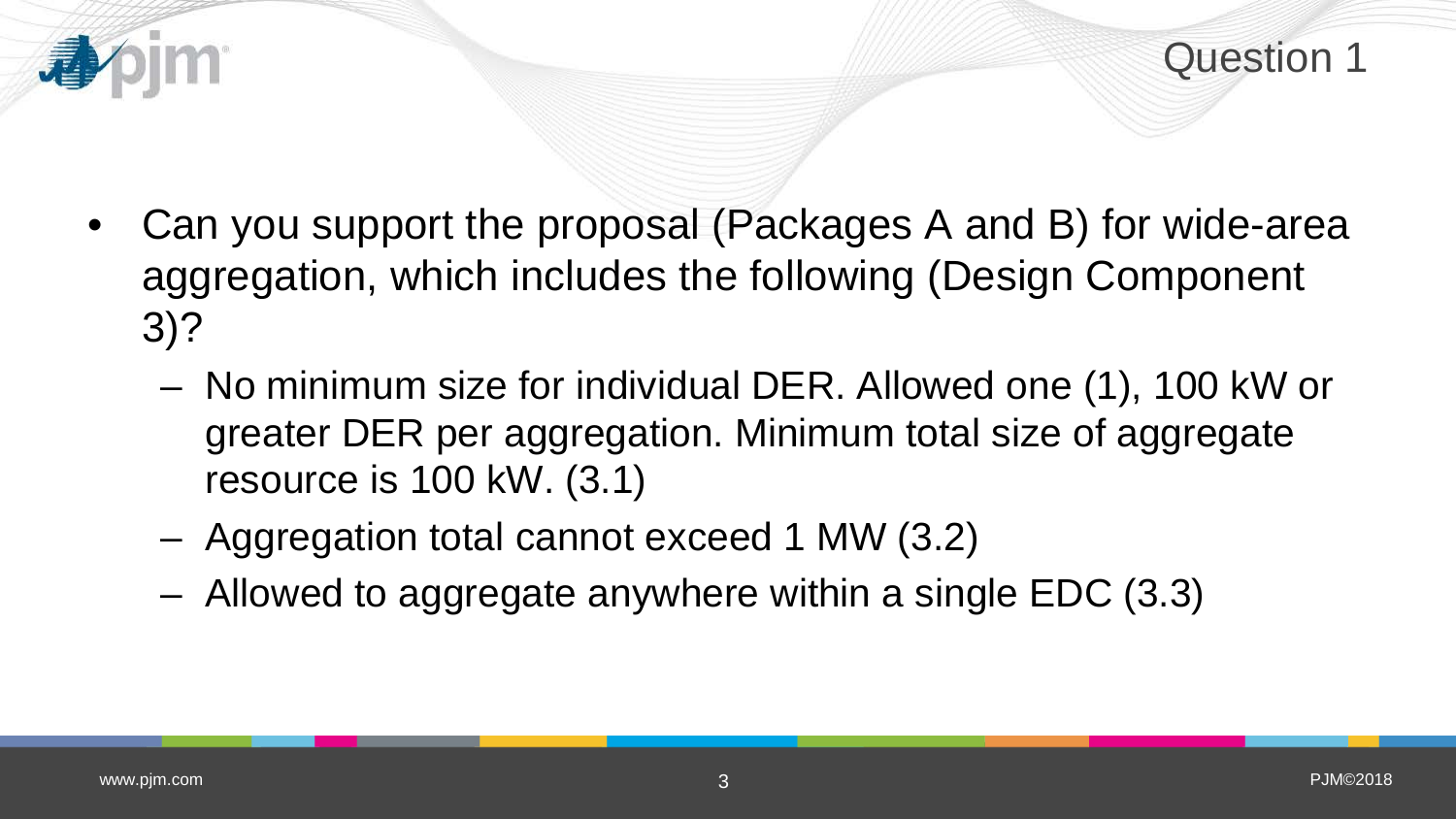# Question 1

- Can you support the proposal (Packages A and B) for wide-area aggregation, which includes the following (Design Component 3)?
  - No minimum size for individual DER. Allowed one (1), 100 kW or greater DER per aggregation. Minimum total size of aggregate resource is 100 kW. (3.1)
  - Aggregation total cannot exceed 1 MW (3.2)
  - Allowed to aggregate anywhere within a single EDC (3.3)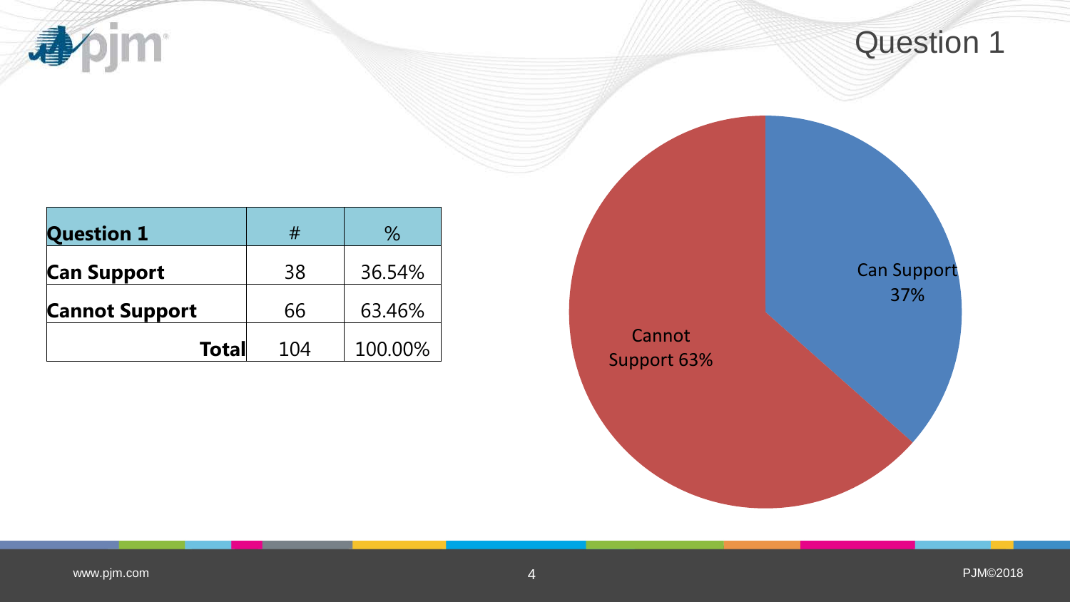# Question 1

| Question 1 | # | % |
|---|---|---|
| Can Support | 38 | 36.54% |
| Cannot Support | 66 | 63.46% |
| Total | 104 | 100.00% |

Can Support 37%

Cannot Support 63%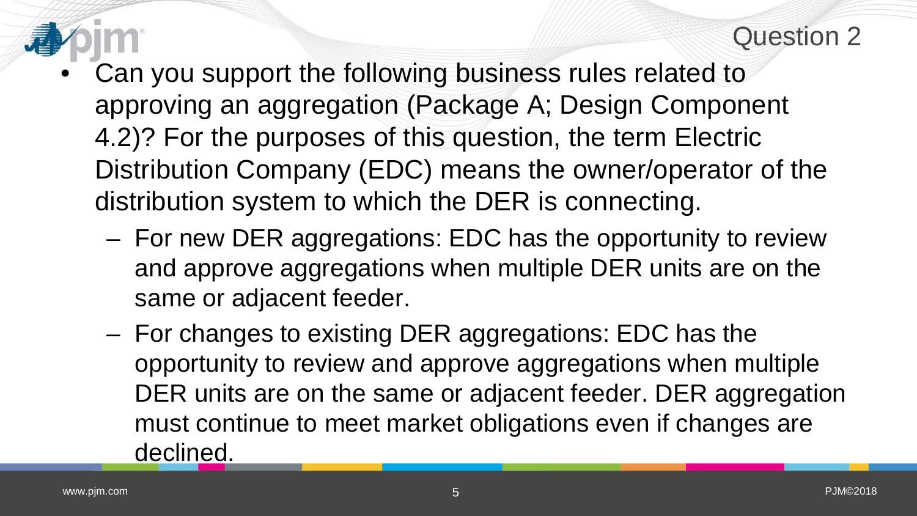# Question 2

- Can you support the following business rules related to approving an aggregation (Package A; Design Component 4.2)? For the purposes of this question, the term Electric Distribution Company (EDC) means the owner/operator of the distribution system to which the DER is connecting.
  - For new DER aggregations: EDC has the opportunity to review and approve aggregations when multiple DER units are on the same or adjacent feeder.
  - For changes to existing DER aggregations: EDC has the opportunity to review and approve aggregations when multiple DER units are on the same or adjacent feeder. DER aggregation must continue to meet market obligations even if changes are declined.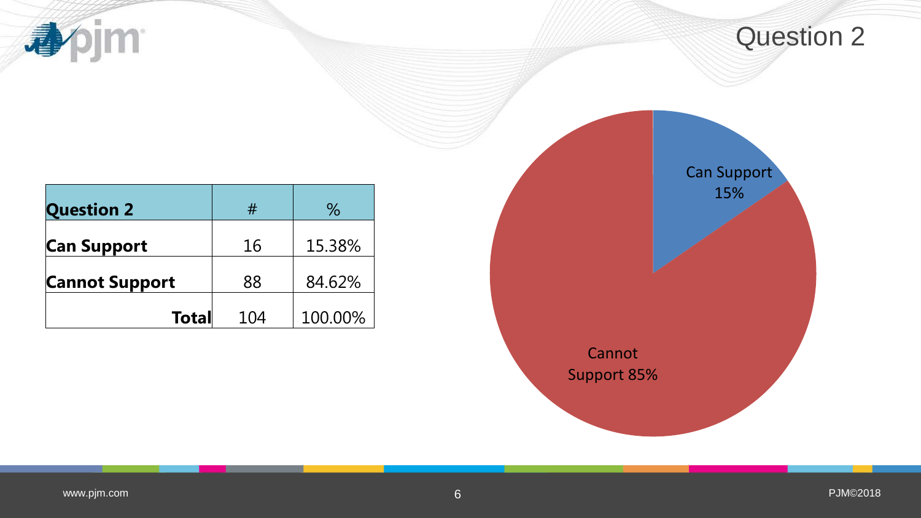# Question 2

| Question 2 | # | % |
|---|---|---|
| **Can Support** | 16 | 15.38% |
| **Cannot Support** | 88 | 84.62% |
| **Total** | 104 | 100.00% |

Can Support 15%

Cannot Support 85%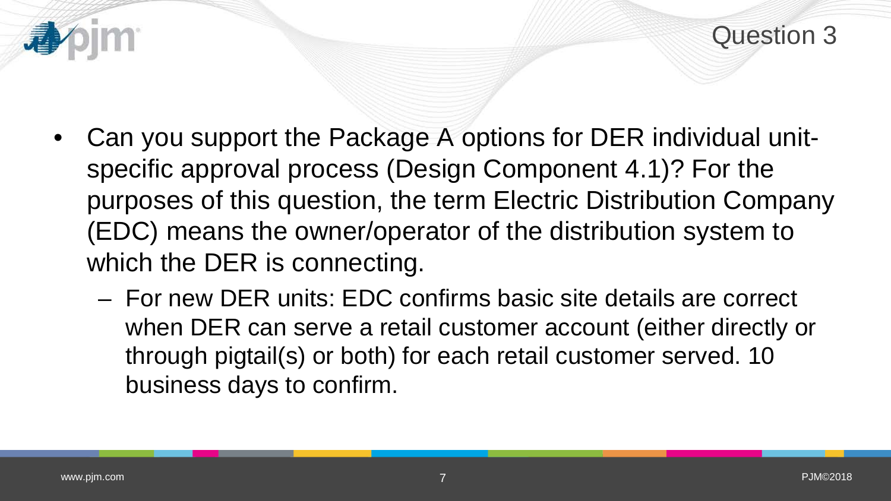# Question 3

- Can you support the Package A options for DER individual unit-specific approval process (Design Component 4.1)? For the purposes of this question, the term Electric Distribution Company (EDC) means the owner/operator of the distribution system to which the DER is connecting.
  - For new DER units: EDC confirms basic site details are correct when DER can serve a retail customer account (either directly or through pigtail(s) or both) for each retail customer served. 10 business days to confirm.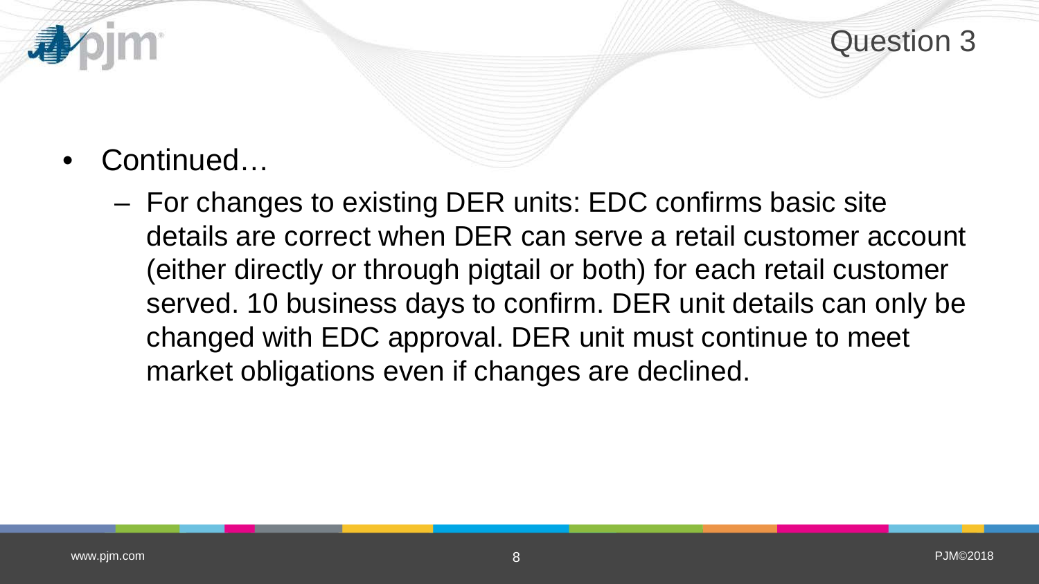# Question 3

- Continued…
  - For changes to existing DER units: EDC confirms basic site details are correct when DER can serve a retail customer account (either directly or through pigtail or both) for each retail customer served. 10 business days to confirm. DER unit details can only be changed with EDC approval. DER unit must continue to meet market obligations even if changes are declined.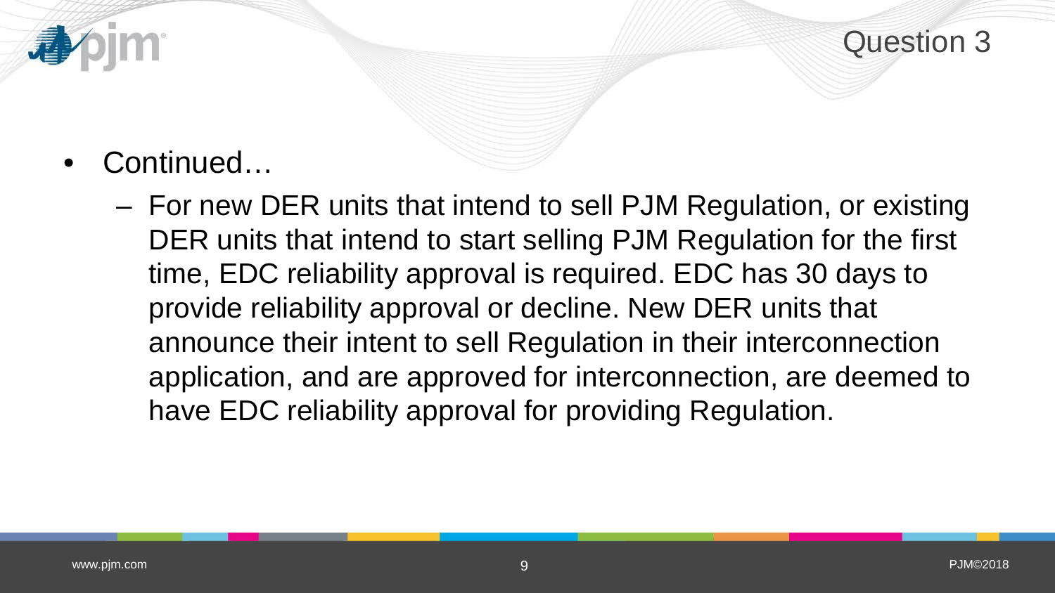# Question 3

- Continued…
  - For new DER units that intend to sell PJM Regulation, or existing DER units that intend to start selling PJM Regulation for the first time, EDC reliability approval is required. EDC has 30 days to provide reliability approval or decline. New DER units that announce their intent to sell Regulation in their interconnection application, and are approved for interconnection, are deemed to have EDC reliability approval for providing Regulation.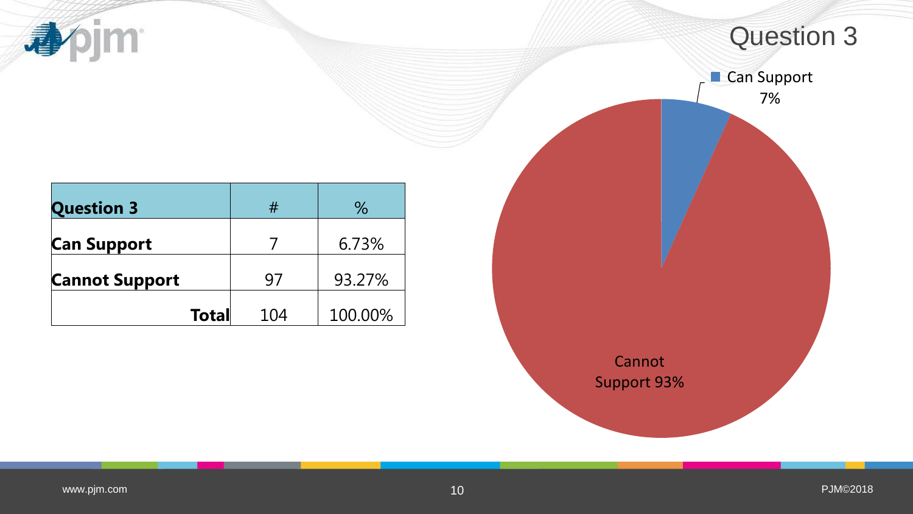# Question 3

| Question 3 | # | % |
|---|---|---|
| **Can Support** | 7 | 6.73% |
| **Cannot Support** | 97 | 93.27% |
| **Total** | 104 | 100.00% |

Can Support 7%

Cannot Support 93%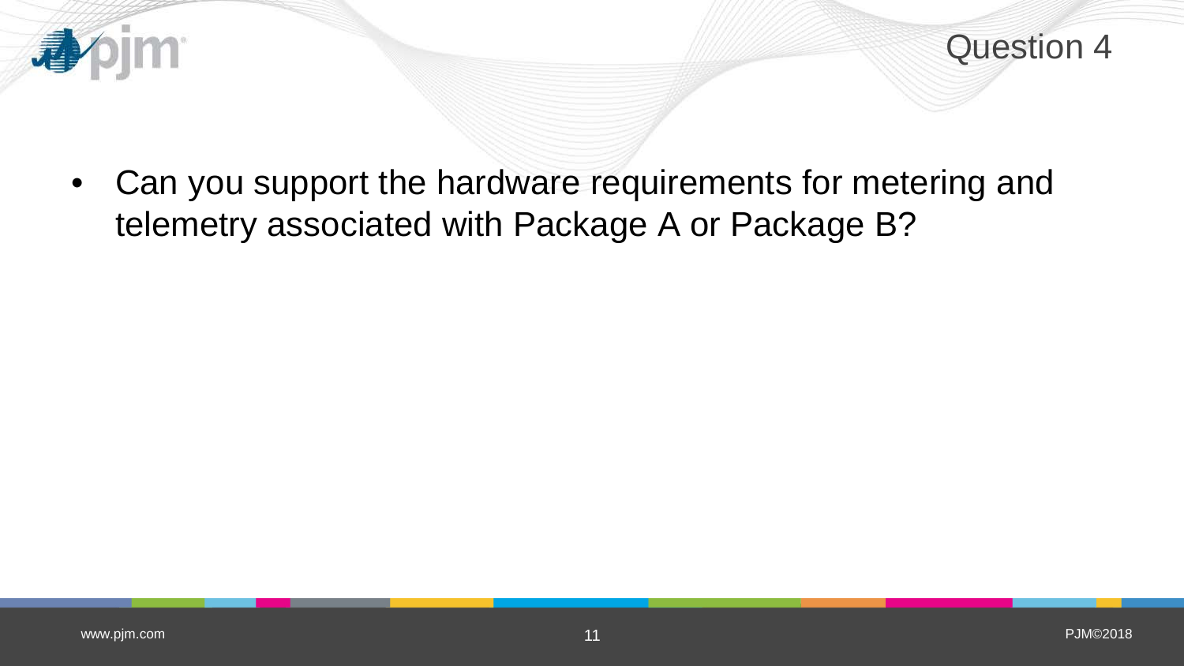# Question 4

- Can you support the hardware requirements for metering and telemetry associated with Package A or Package B?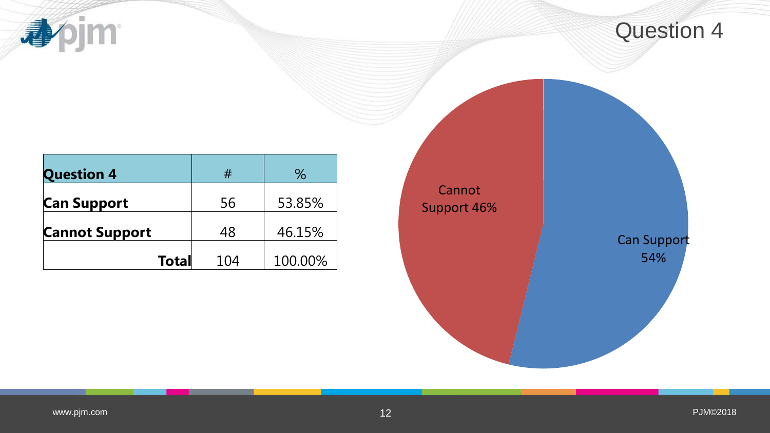# Question 4

| Question 4 | # | % |
|---|---|---|
| Can Support | 56 | 53.85% |
| Cannot Support | 48 | 46.15% |
| Total | 104 | 100.00% |

Cannot Support 46%

Can Support 54%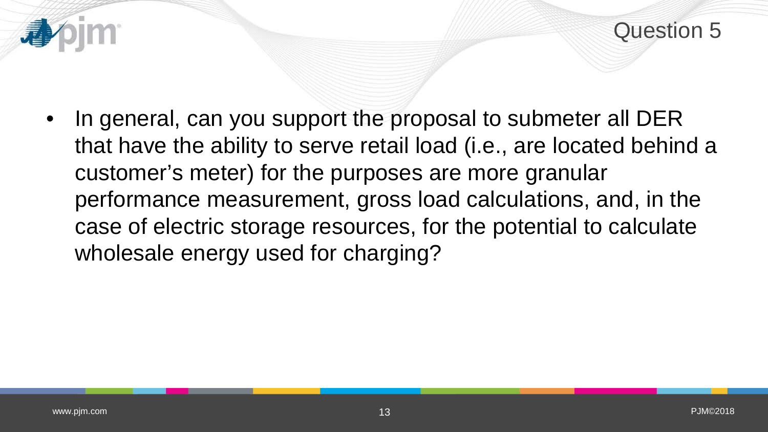# Question 5

- In general, can you support the proposal to submeter all DER that have the ability to serve retail load (i.e., are located behind a customer's meter) for the purposes are more granular performance measurement, gross load calculations, and, in the case of electric storage resources, for the potential to calculate wholesale energy used for charging?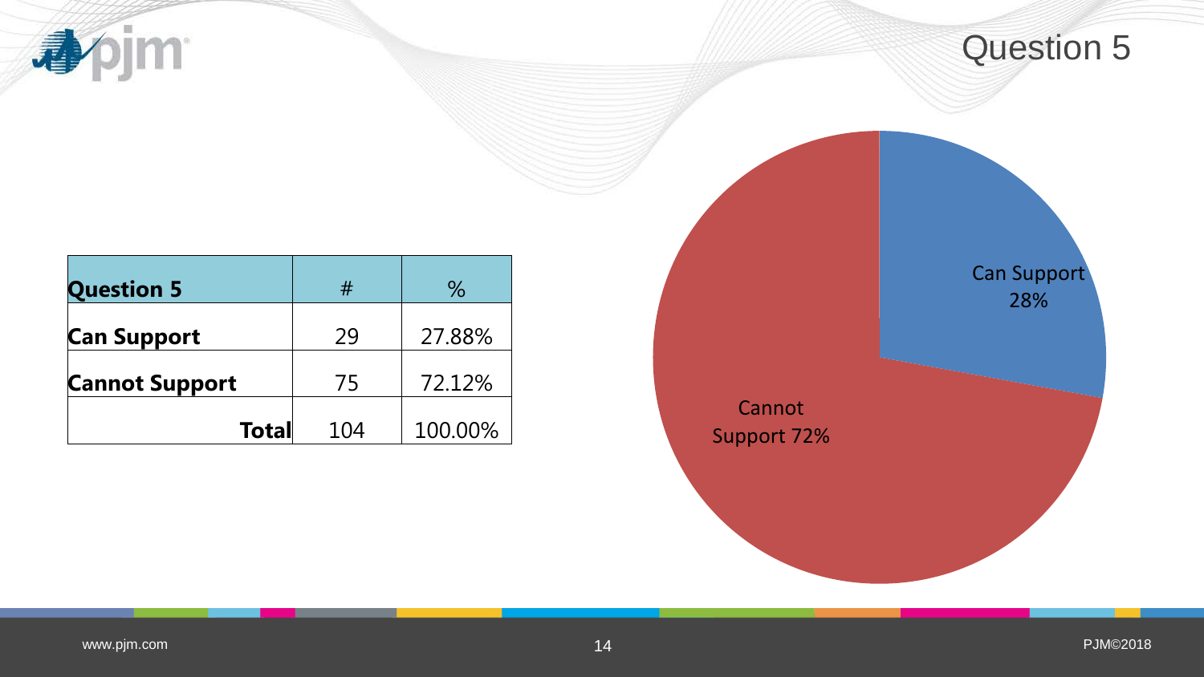# Question 5

| Question 5 | # | % |
| --- | --- | --- |
| Can Support | 29 | 27.88% |
| Cannot Support | 75 | 72.12% |
| Total | 104 | 100.00% |

Can Support 28%

Cannot Support 72%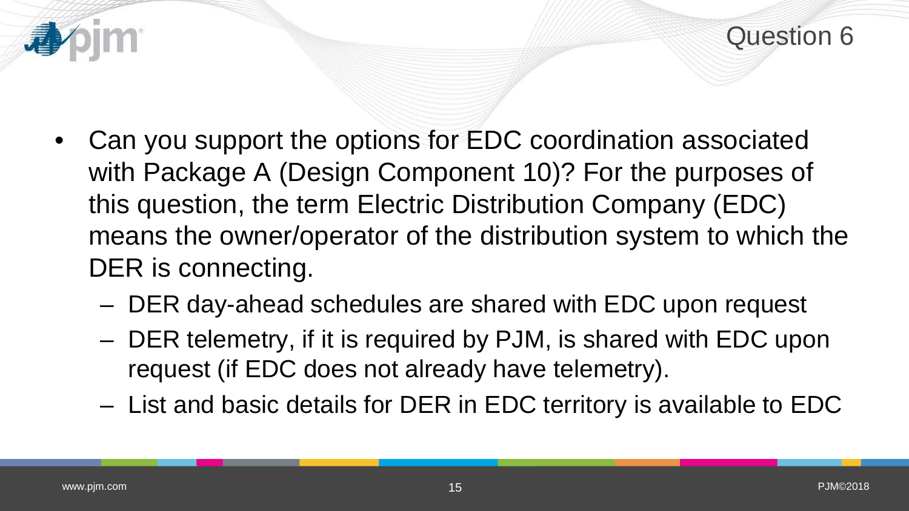# Question 6

- Can you support the options for EDC coordination associated with Package A (Design Component 10)? For the purposes of this question, the term Electric Distribution Company (EDC) means the owner/operator of the distribution system to which the DER is connecting.
  - DER day-ahead schedules are shared with EDC upon request
  - DER telemetry, if it is required by PJM, is shared with EDC upon request (if EDC does not already have telemetry).
  - List and basic details for DER in EDC territory is available to EDC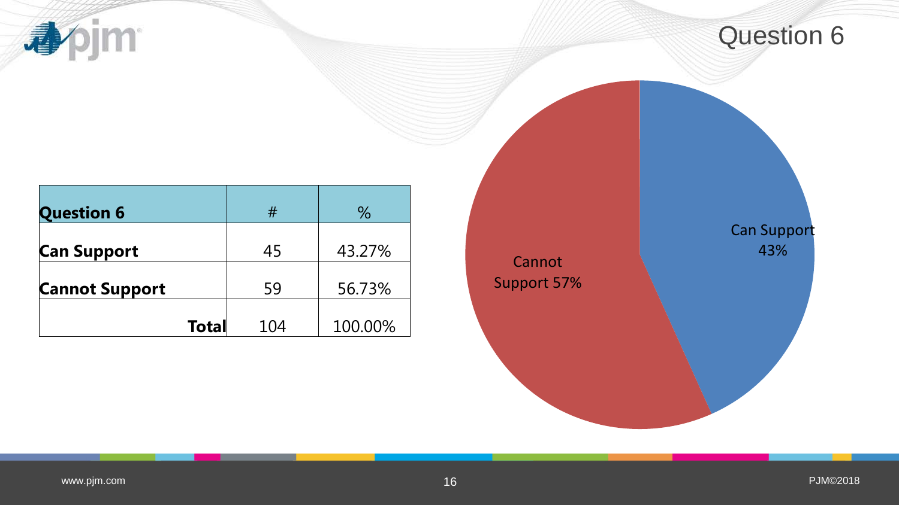# Question 6

| Question 6 | # | % |
|---|---|---|
| Can Support | 45 | 43.27% |
| Cannot Support | 59 | 56.73% |
| Total | 104 | 100.00% |

Cannot Support 57%

Can Support 43%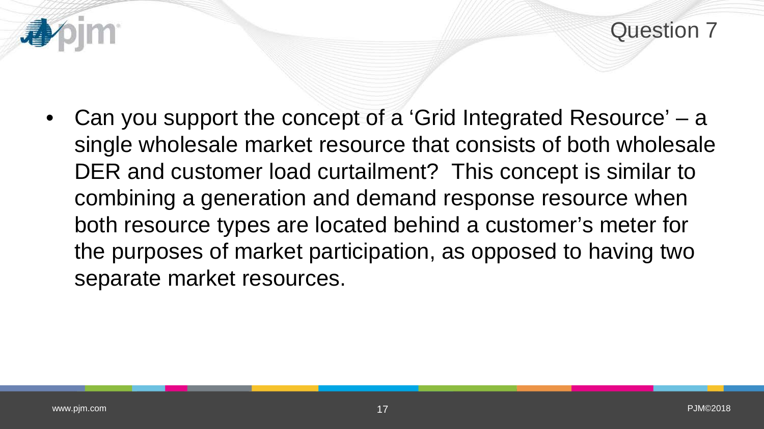# Question 7

- Can you support the concept of a 'Grid Integrated Resource' – a single wholesale market resource that consists of both wholesale DER and customer load curtailment? This concept is similar to combining a generation and demand response resource when both resource types are located behind a customer's meter for the purposes of market participation, as opposed to having two separate market resources.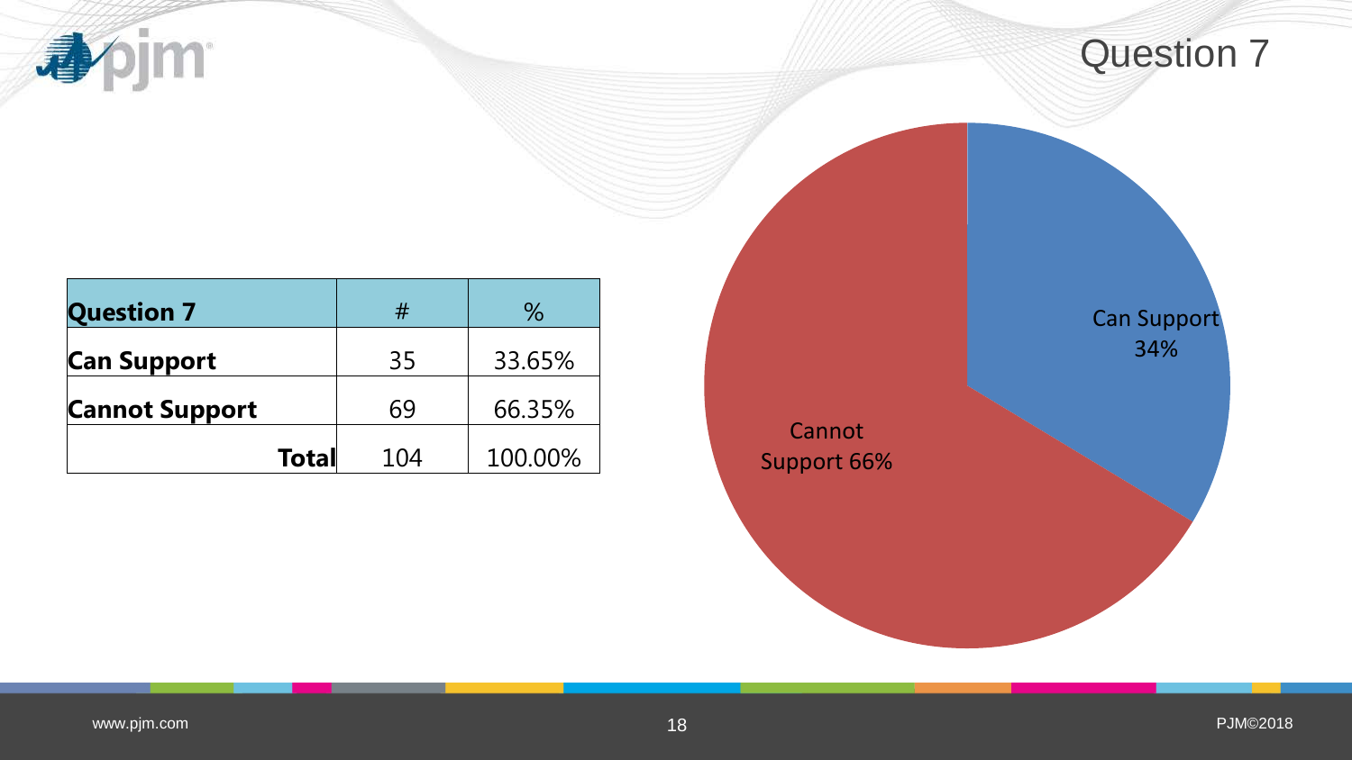# Question 7

| Question 7 | # | % |
| --- | --- | --- |
| Can Support | 35 | 33.65% |
| Cannot Support | 69 | 66.35% |
| Total | 104 | 100.00% |

Can Support 34%

Cannot Support 66%